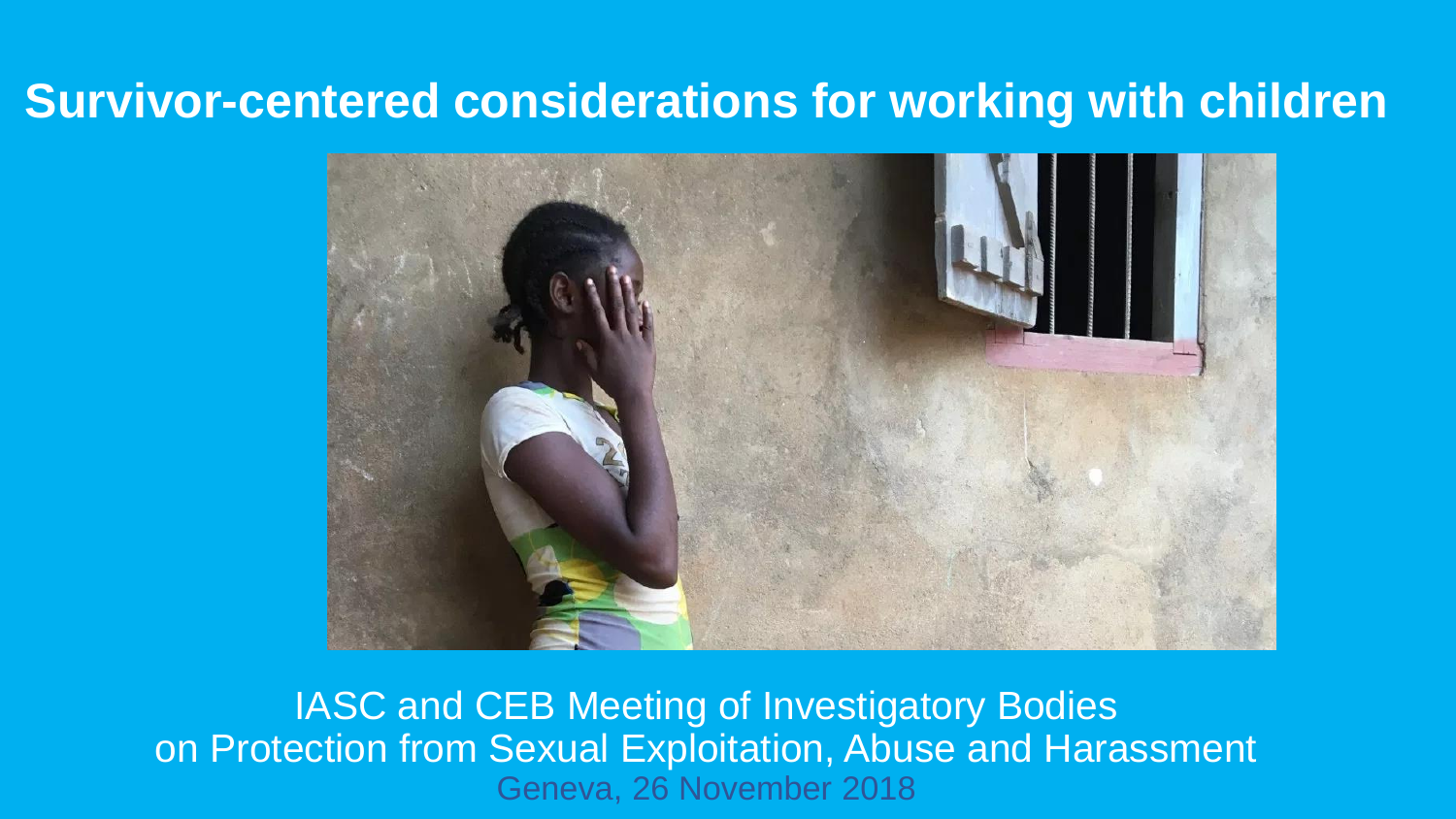# Survivor-centered considerations for working with children

IASC and CEB Meeting of Investigatory Bodies
on Protection from Sexual Exploitation, Abuse and Harassment
Geneva, 26 November 2018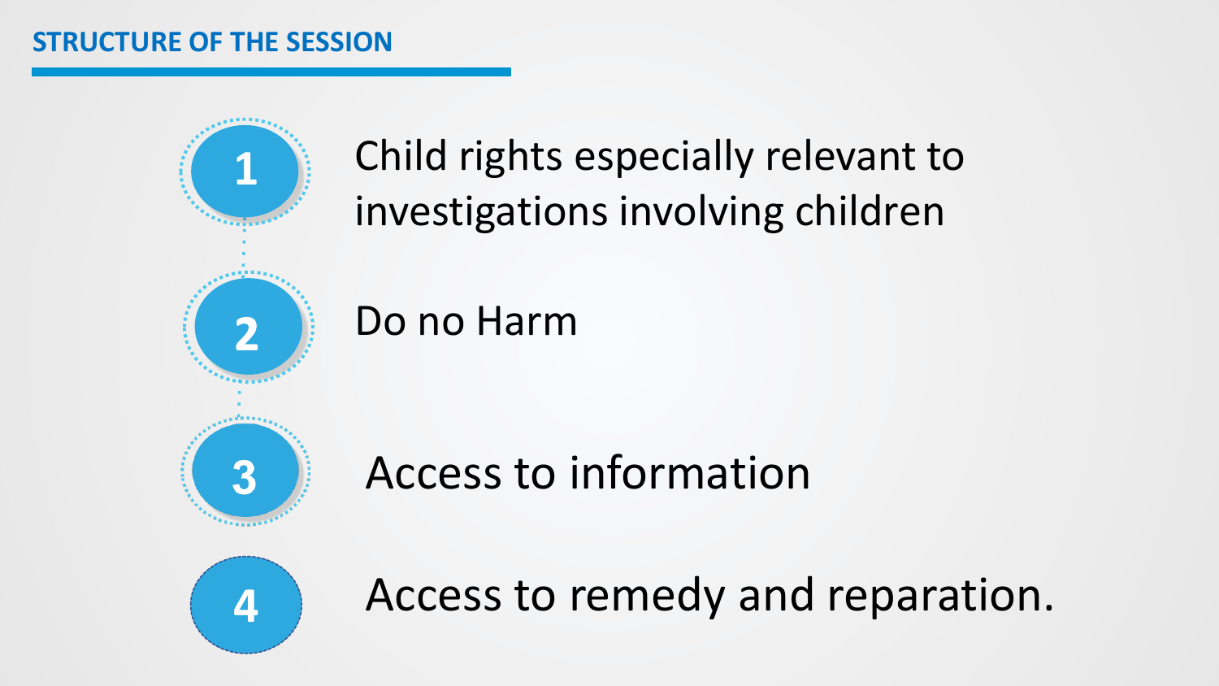## STRUCTURE OF THE SESSION

1. Child rights especially relevant to investigations involving children
2. Do no Harm
3. Access to information
4. Access to remedy and reparation.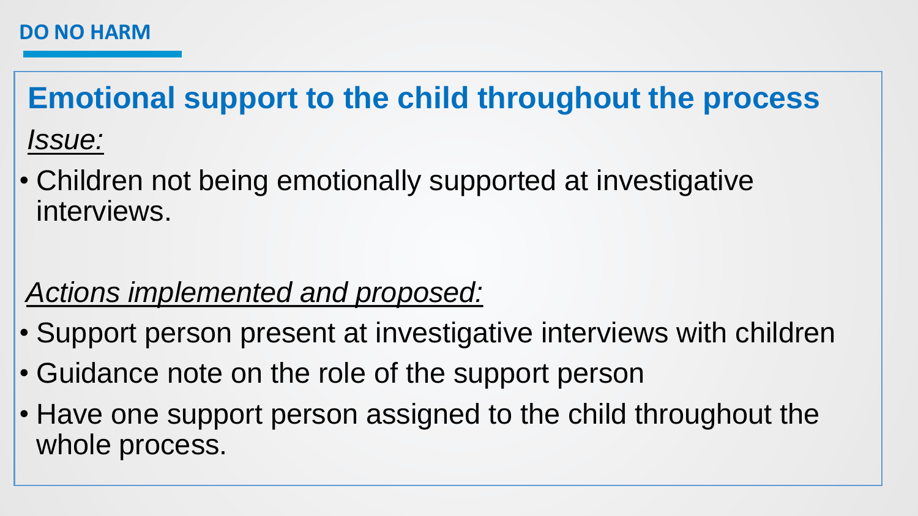**DO NO HARM**

## Emotional support to the child throughout the process

*Issue:*

- Children not being emotionally supported at investigative interviews.

*Actions implemented and proposed:*

- Support person present at investigative interviews with children
- Guidance note on the role of the support person
- Have one support person assigned to the child throughout the whole process.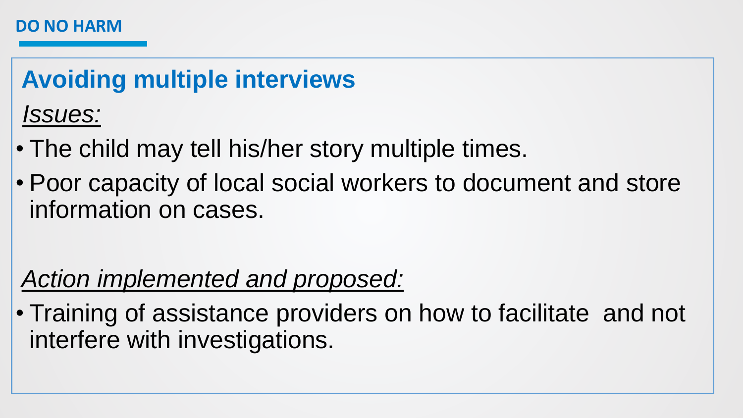**DO NO HARM**

## Avoiding multiple interviews

*Issues:*

- The child may tell his/her story multiple times.
- Poor capacity of local social workers to document and store information on cases.

*Action implemented and proposed:*

- Training of assistance providers on how to facilitate and not interfere with investigations.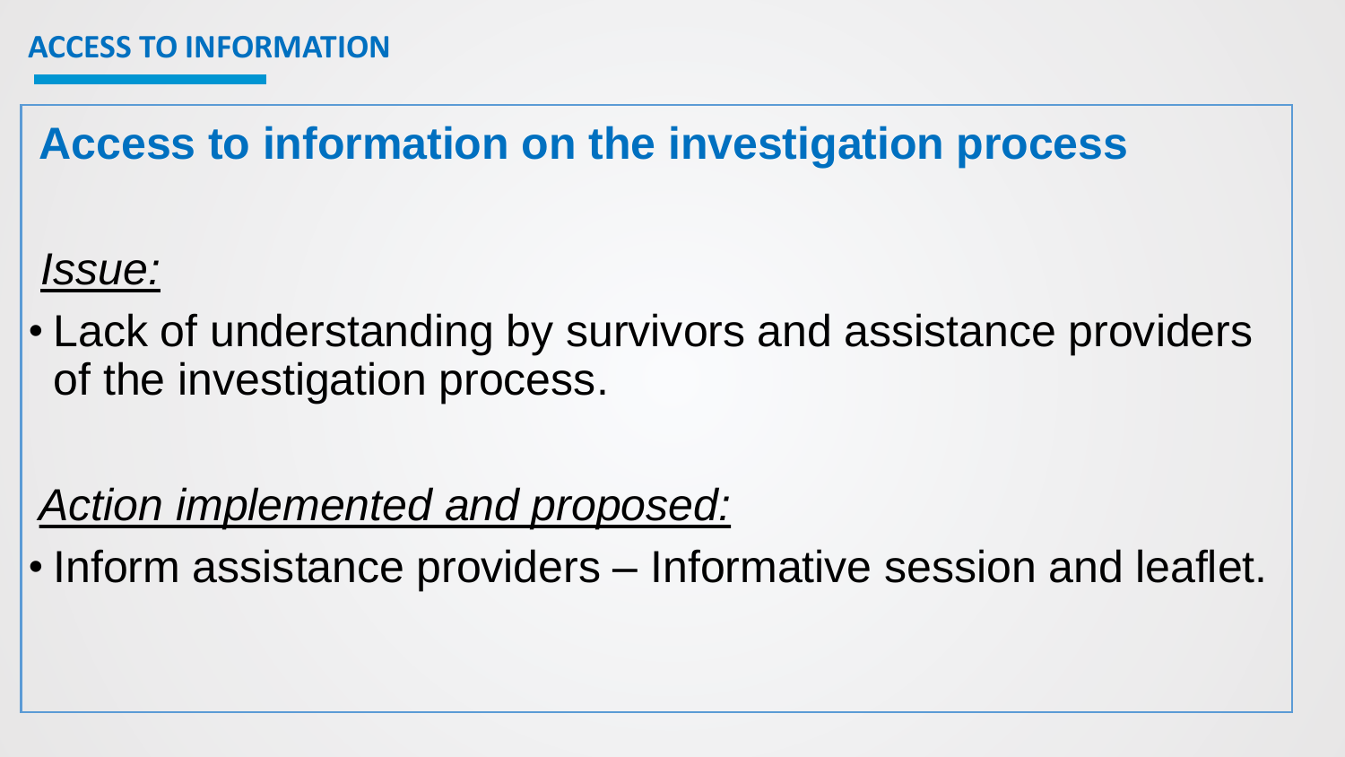ACCESS TO INFORMATION

## Access to information on the investigation process

*Issue:*

- Lack of understanding by survivors and assistance providers of the investigation process.

*Action implemented and proposed:*

- Inform assistance providers – Informative session and leaflet.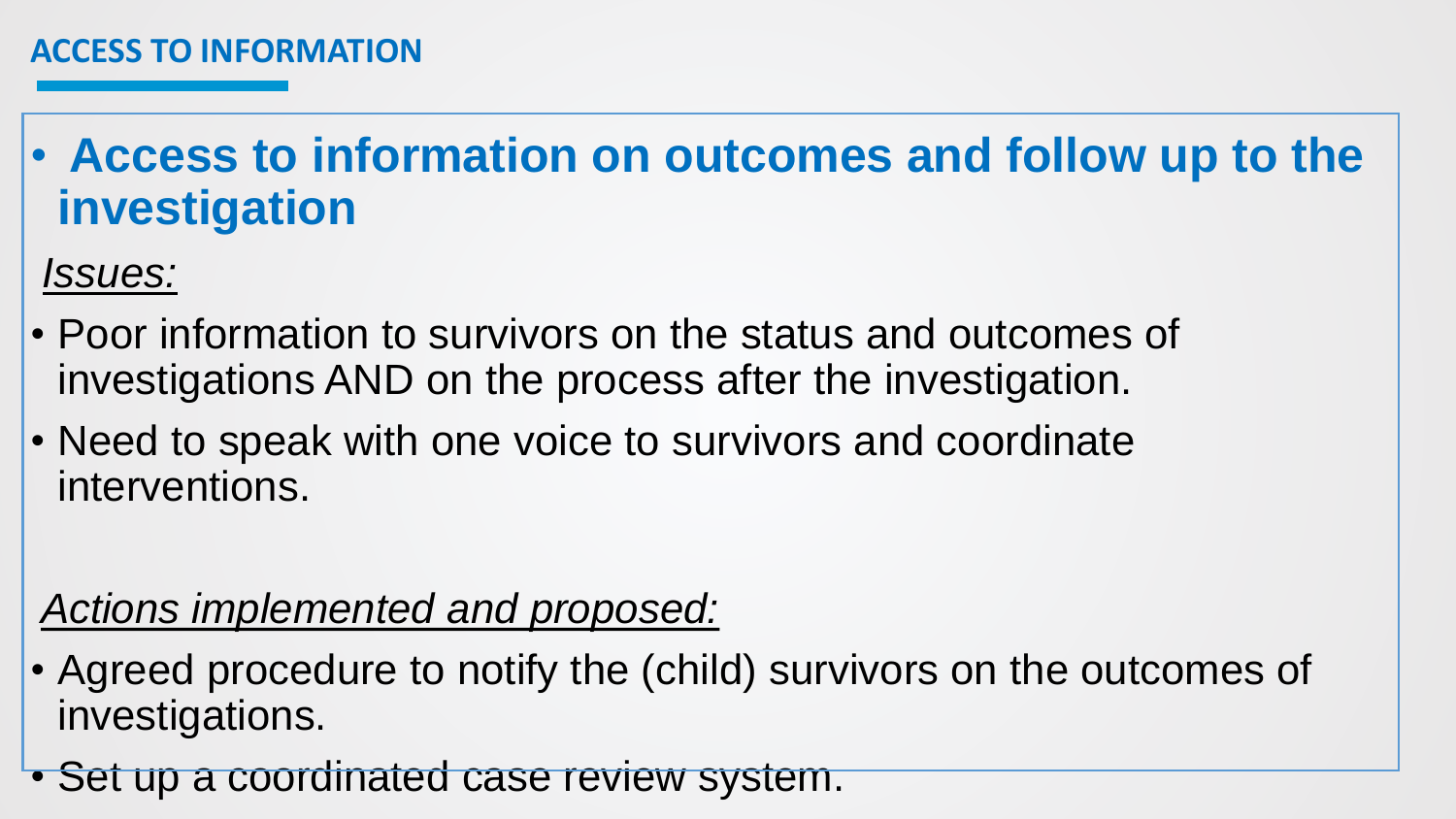## ACCESS TO INFORMATION

- **Access to information on outcomes and follow up to the investigation**

*Issues:*

- Poor information to survivors on the status and outcomes of investigations AND on the process after the investigation.
- Need to speak with one voice to survivors and coordinate interventions.

*Actions implemented and proposed:*

- Agreed procedure to notify the (child) survivors on the outcomes of investigations.
- Set up a coordinated case review system.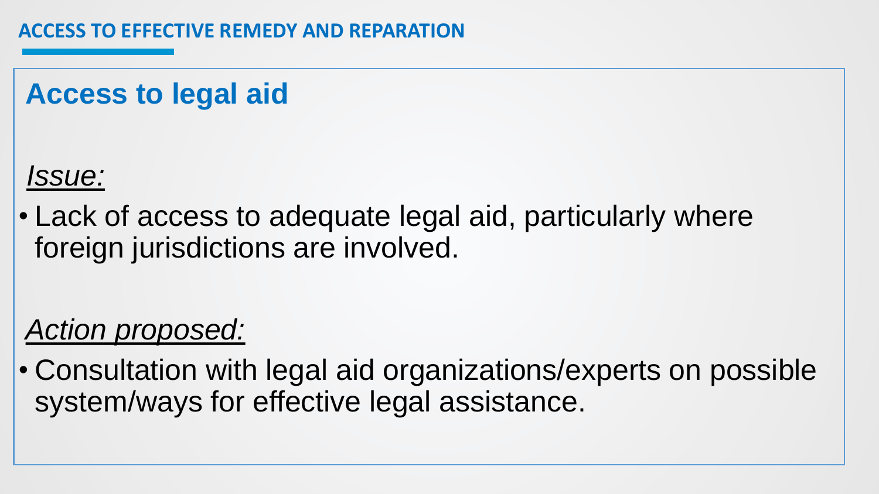## ACCESS TO EFFECTIVE REMEDY AND REPARATION

### Access to legal aid

*Issue:*

- Lack of access to adequate legal aid, particularly where foreign jurisdictions are involved.

*Action proposed:*

- Consultation with legal aid organizations/experts on possible system/ways for effective legal assistance.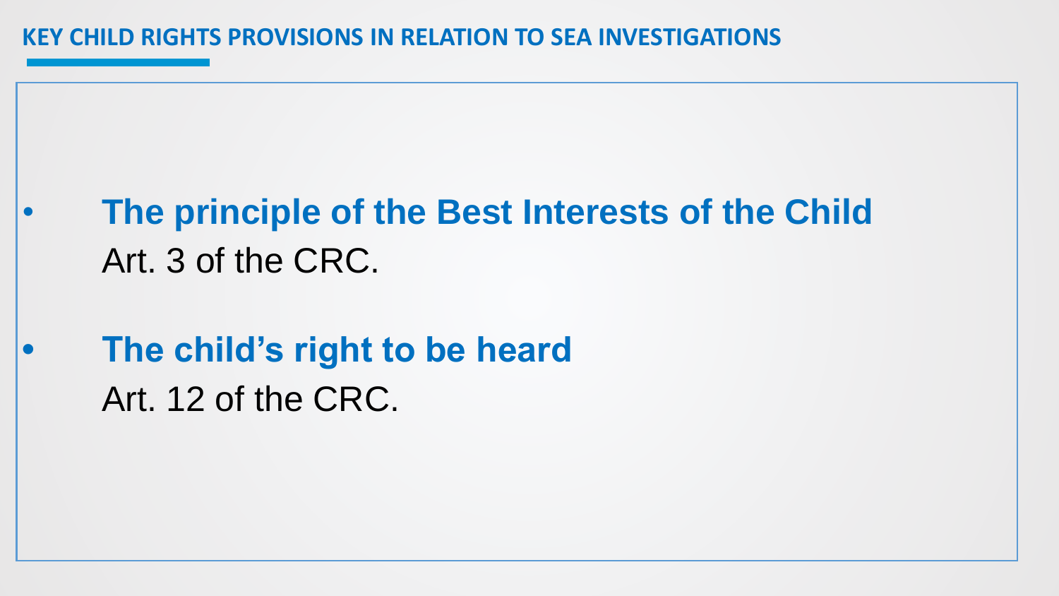## KEY CHILD RIGHTS PROVISIONS IN RELATION TO SEA INVESTIGATIONS

- **The principle of the Best Interests of the Child**
  Art. 3 of the CRC.

- **The child's right to be heard**
  Art. 12 of the CRC.